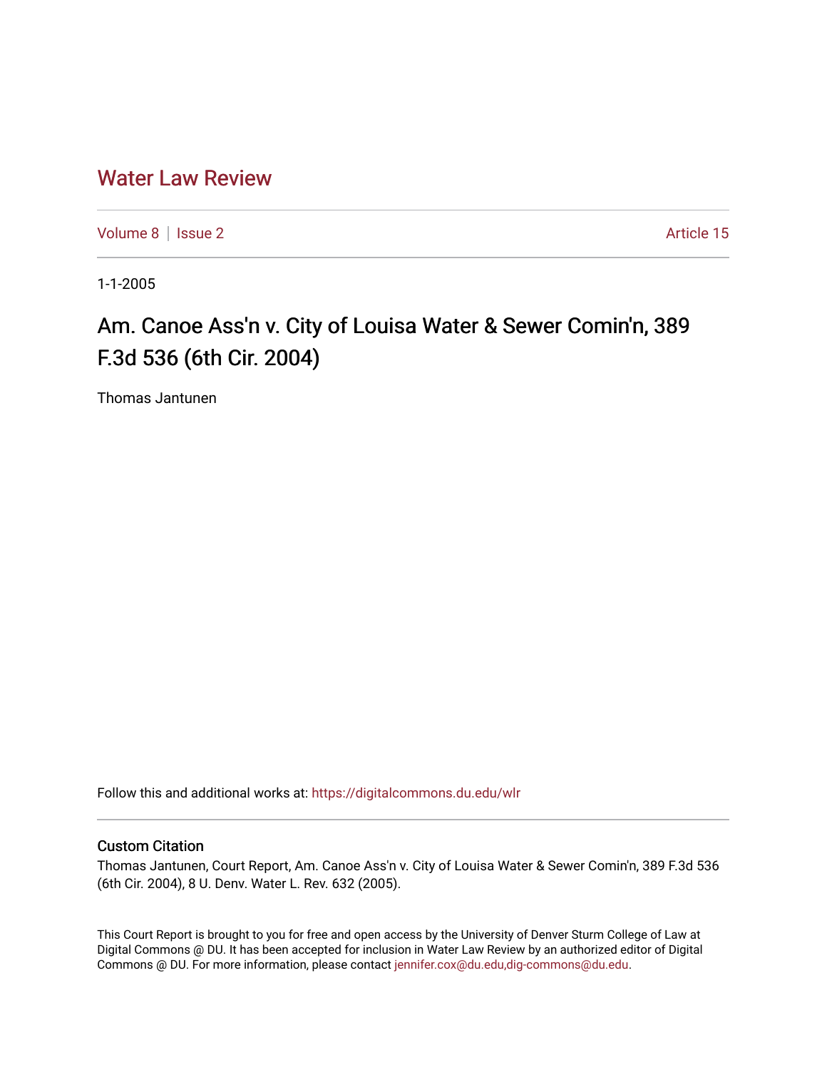# Water Law Review

Volume 8 | Issue 2 | Article 15

1-1-2005

## Am. Canoe Ass'n v. City of Louisa Water & Sewer Comin'n, 389 F.3d 536 (6th Cir. 2004)

Thomas Jantunen

Follow this and additional works at: https://digitalcommons.du.edu/wlr

### Custom Citation

Thomas Jantunen, Court Report, Am. Canoe Ass'n v. City of Louisa Water & Sewer Comin'n, 389 F.3d 536 (6th Cir. 2004), 8 U. Denv. Water L. Rev. 632 (2005).

This Court Report is brought to you for free and open access by the University of Denver Sturm College of Law at Digital Commons @ DU. It has been accepted for inclusion in Water Law Review by an authorized editor of Digital Commons @ DU. For more information, please contact jennifer.cox@du.edu,dig-commons@du.edu.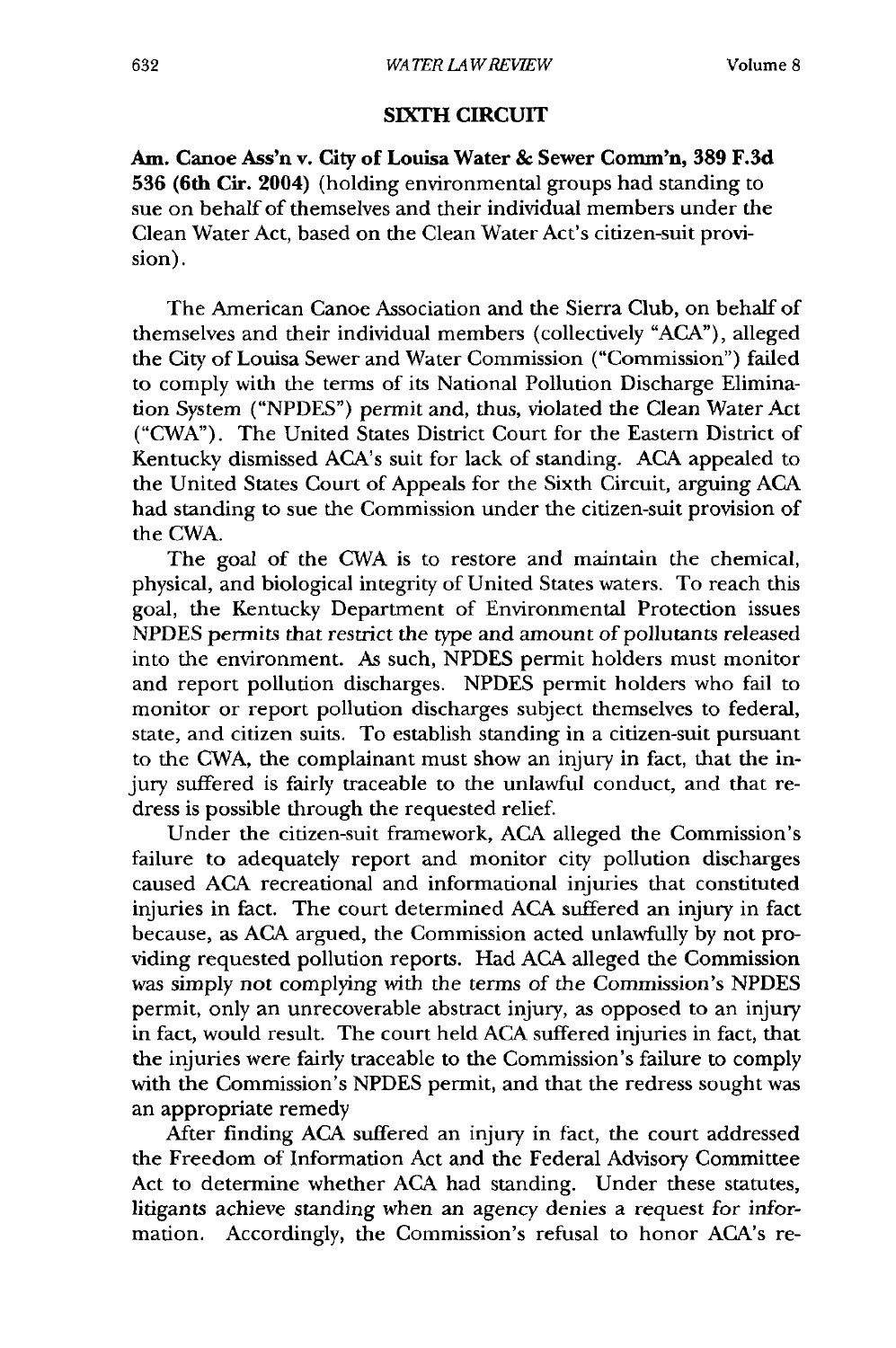## SIXTH CIRCUIT

**Am. Canoe Ass'n v. City of Louisa Water & Sewer Comm'n, 389 F.3d 536 (6th Cir. 2004)** (holding environmental groups had standing to sue on behalf of themselves and their individual members under the Clean Water Act, based on the Clean Water Act's citizen-suit provision).

The American Canoe Association and the Sierra Club, on behalf of themselves and their individual members (collectively "ACA"), alleged the City of Louisa Sewer and Water Commission ("Commission") failed to comply with the terms of its National Pollution Discharge Elimination System ("NPDES") permit and, thus, violated the Clean Water Act ("CWA"). The United States District Court for the Eastern District of Kentucky dismissed ACA's suit for lack of standing. ACA appealed to the United States Court of Appeals for the Sixth Circuit, arguing ACA had standing to sue the Commission under the citizen-suit provision of the CWA.

The goal of the CWA is to restore and maintain the chemical, physical, and biological integrity of United States waters. To reach this goal, the Kentucky Department of Environmental Protection issues NPDES permits that restrict the type and amount of pollutants released into the environment. As such, NPDES permit holders must monitor and report pollution discharges. NPDES permit holders who fail to monitor or report pollution discharges subject themselves to federal, state, and citizen suits. To establish standing in a citizen-suit pursuant to the CWA, the complainant must show an injury in fact, that the injury suffered is fairly traceable to the unlawful conduct, and that redress is possible through the requested relief.

Under the citizen-suit framework, ACA alleged the Commission's failure to adequately report and monitor city pollution discharges caused ACA recreational and informational injuries that constituted injuries in fact. The court determined ACA suffered an injury in fact because, as ACA argued, the Commission acted unlawfully by not providing requested pollution reports. Had ACA alleged the Commission was simply not complying with the terms of the Commission's NPDES permit, only an unrecoverable abstract injury, as opposed to an injury in fact, would result. The court held ACA suffered injuries in fact, that the injuries were fairly traceable to the Commission's failure to comply with the Commission's NPDES permit, and that the redress sought was an appropriate remedy

After finding ACA suffered an injury in fact, the court addressed the Freedom of Information Act and the Federal Advisory Committee Act to determine whether ACA had standing. Under these statutes, litigants achieve standing when an agency denies a request for information. Accordingly, the Commission's refusal to honor ACA's re-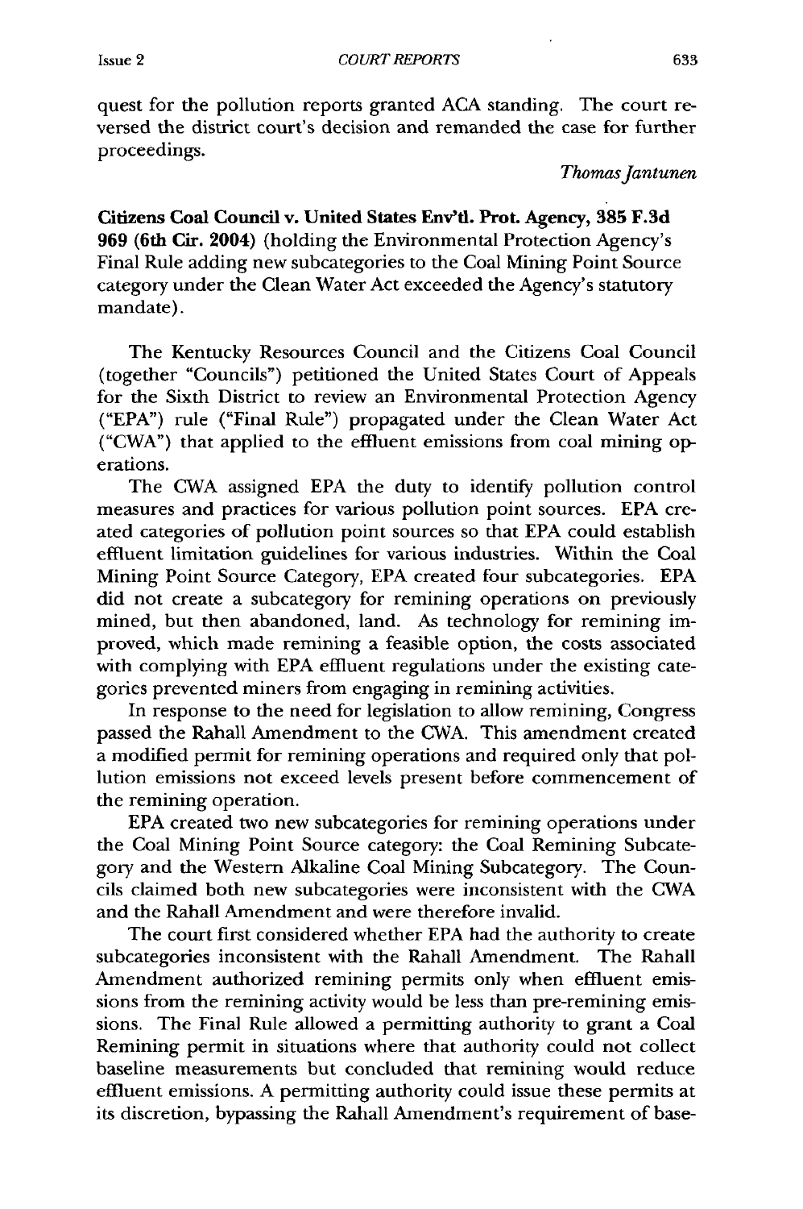quest for the pollution reports granted ACA standing. The court reversed the district court's decision and remanded the case for further proceedings.

*Thomas Jantunen*

**Citizens Coal Council v. United States Env'tl. Prot. Agency, 385 F.3d 969 (6th Cir. 2004)** (holding the Environmental Protection Agency's Final Rule adding new subcategories to the Coal Mining Point Source category under the Clean Water Act exceeded the Agency's statutory mandate).

The Kentucky Resources Council and the Citizens Coal Council (together "Councils") petitioned the United States Court of Appeals for the Sixth District to review an Environmental Protection Agency ("EPA") rule ("Final Rule") propagated under the Clean Water Act ("CWA") that applied to the effluent emissions from coal mining operations.

The CWA assigned EPA the duty to identify pollution control measures and practices for various pollution point sources. EPA created categories of pollution point sources so that EPA could establish effluent limitation guidelines for various industries. Within the Coal Mining Point Source Category, EPA created four subcategories. EPA did not create a subcategory for remining operations on previously mined, but then abandoned, land. As technology for remining improved, which made remining a feasible option, the costs associated with complying with EPA effluent regulations under the existing categories prevented miners from engaging in remining activities.

In response to the need for legislation to allow remining, Congress passed the Rahall Amendment to the CWA. This amendment created a modified permit for remining operations and required only that pollution emissions not exceed levels present before commencement of the remining operation.

EPA created two new subcategories for remining operations under the Coal Mining Point Source category: the Coal Remining Subcategory and the Western Alkaline Coal Mining Subcategory. The Councils claimed both new subcategories were inconsistent with the CWA and the Rahall Amendment and were therefore invalid.

The court first considered whether EPA had the authority to create subcategories inconsistent with the Rahall Amendment. The Rahall Amendment authorized remining permits only when effluent emissions from the remining activity would be less than pre-remining emissions. The Final Rule allowed a permitting authority to grant a Coal Remining permit in situations where that authority could not collect baseline measurements but concluded that remining would reduce effluent emissions. A permitting authority could issue these permits at its discretion, bypassing the Rahall Amendment's requirement of base-